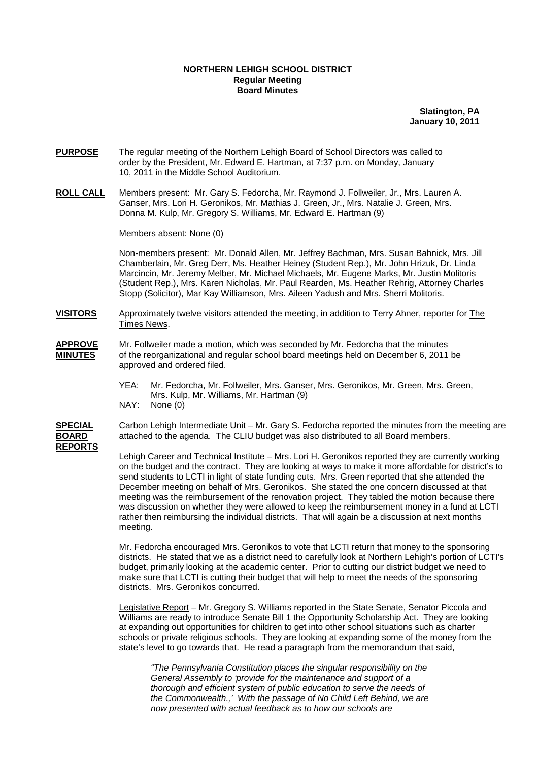**NORTHERN LEHIGH SCHOOL DISTRICT**
**Regular Meeting**
**Board Minutes**

**Slatington, PA**
**January 10, 2011**

**PURPOSE** The regular meeting of the Northern Lehigh Board of School Directors was called to order by the President, Mr. Edward E. Hartman, at 7:37 p.m. on Monday, January 10, 2011 in the Middle School Auditorium.

**ROLL CALL** Members present: Mr. Gary S. Fedorcha, Mr. Raymond J. Follweiler, Jr., Mrs. Lauren A. Ganser, Mrs. Lori H. Geronikos, Mr. Mathias J. Green, Jr., Mrs. Natalie J. Green, Mrs. Donna M. Kulp, Mr. Gregory S. Williams, Mr. Edward E. Hartman (9)

Members absent: None (0)

Non-members present: Mr. Donald Allen, Mr. Jeffrey Bachman, Mrs. Susan Bahnick, Mrs. Jill Chamberlain, Mr. Greg Derr, Ms. Heather Heiney (Student Rep.), Mr. John Hrizuk, Dr. Linda Marcincin, Mr. Jeremy Melber, Mr. Michael Michaels, Mr. Eugene Marks, Mr. Justin Molitoris (Student Rep.), Mrs. Karen Nicholas, Mr. Paul Rearden, Ms. Heather Rehrig, Attorney Charles Stopp (Solicitor), Mar Kay Williamson, Mrs. Aileen Yadush and Mrs. Sherri Molitoris.

**VISITORS** Approximately twelve visitors attended the meeting, in addition to Terry Ahner, reporter for The Times News.

**APPROVE MINUTES** Mr. Follweiler made a motion, which was seconded by Mr. Fedorcha that the minutes of the reorganizational and regular school board meetings held on December 6, 2011 be approved and ordered filed.

YEA: Mr. Fedorcha, Mr. Follweiler, Mrs. Ganser, Mrs. Geronikos, Mr. Green, Mrs. Green, Mrs. Kulp, Mr. Williams, Mr. Hartman (9)
NAY: None (0)

**SPECIAL BOARD REPORTS** Carbon Lehigh Intermediate Unit – Mr. Gary S. Fedorcha reported the minutes from the meeting are attached to the agenda. The CLIU budget was also distributed to all Board members.

Lehigh Career and Technical Institute – Mrs. Lori H. Geronikos reported they are currently working on the budget and the contract. They are looking at ways to make it more affordable for district's to send students to LCTI in light of state funding cuts. Mrs. Green reported that she attended the December meeting on behalf of Mrs. Geronikos. She stated the one concern discussed at that meeting was the reimbursement of the renovation project. They tabled the motion because there was discussion on whether they were allowed to keep the reimbursement money in a fund at LCTI rather then reimbursing the individual districts. That will again be a discussion at next months meeting.

Mr. Fedorcha encouraged Mrs. Geronikos to vote that LCTI return that money to the sponsoring districts. He stated that we as a district need to carefully look at Northern Lehigh's portion of LCTI's budget, primarily looking at the academic center. Prior to cutting our district budget we need to make sure that LCTI is cutting their budget that will help to meet the needs of the sponsoring districts. Mrs. Geronikos concurred.

Legislative Report – Mr. Gregory S. Williams reported in the State Senate, Senator Piccola and Williams are ready to introduce Senate Bill 1 the Opportunity Scholarship Act. They are looking at expanding out opportunities for children to get into other school situations such as charter schools or private religious schools. They are looking at expanding some of the money from the state's level to go towards that. He read a paragraph from the memorandum that said,

*"The Pennsylvania Constitution places the singular responsibility on the General Assembly to 'provide for the maintenance and support of a thorough and efficient system of public education to serve the needs of the Commonwealth.,' With the passage of No Child Left Behind, we are now presented with actual feedback as to how our schools are*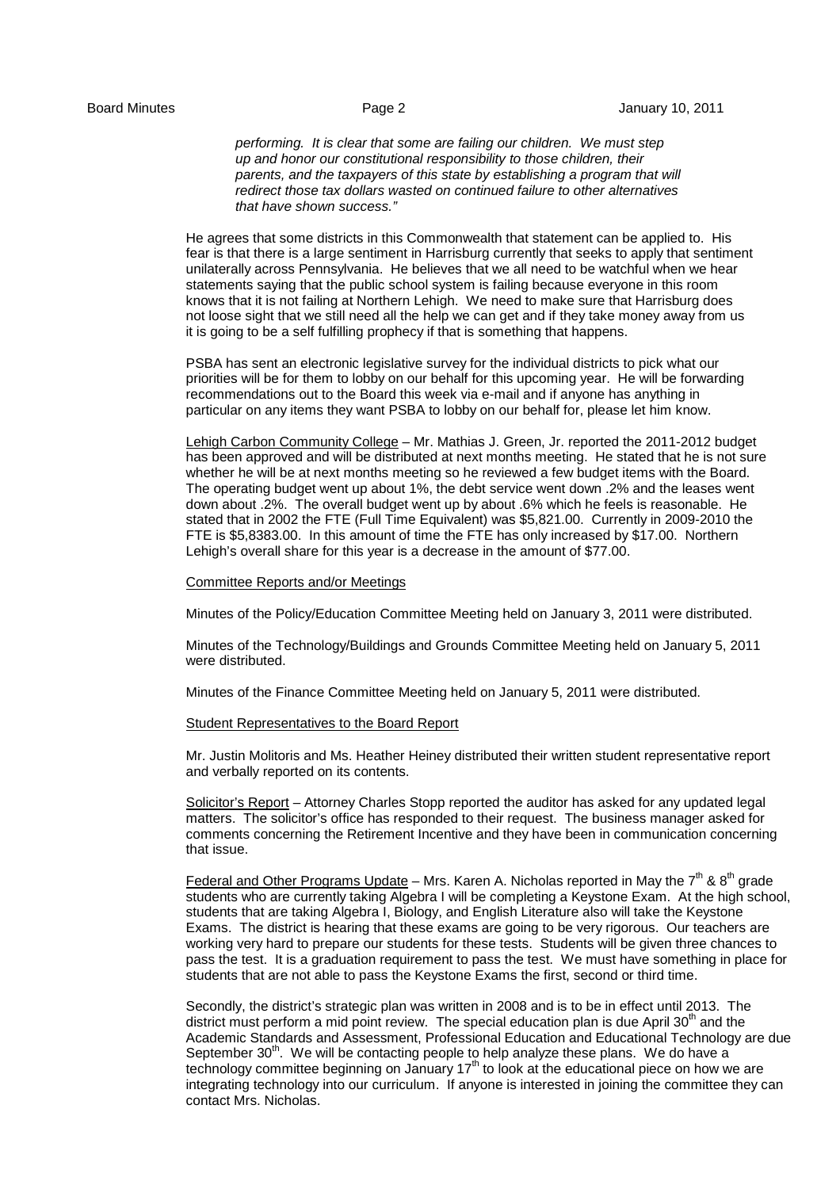*performing. It is clear that some are failing our children. We must step up and honor our constitutional responsibility to those children, their parents, and the taxpayers of this state by establishing a program that will redirect those tax dollars wasted on continued failure to other alternatives that have shown success."*

He agrees that some districts in this Commonwealth that statement can be applied to. His fear is that there is a large sentiment in Harrisburg currently that seeks to apply that sentiment unilaterally across Pennsylvania. He believes that we all need to be watchful when we hear statements saying that the public school system is failing because everyone in this room knows that it is not failing at Northern Lehigh. We need to make sure that Harrisburg does not loose sight that we still need all the help we can get and if they take money away from us it is going to be a self fulfilling prophecy if that is something that happens.

PSBA has sent an electronic legislative survey for the individual districts to pick what our priorities will be for them to lobby on our behalf for this upcoming year. He will be forwarding recommendations out to the Board this week via e-mail and if anyone has anything in particular on any items they want PSBA to lobby on our behalf for, please let him know.

Lehigh Carbon Community College – Mr. Mathias J. Green, Jr. reported the 2011-2012 budget has been approved and will be distributed at next months meeting. He stated that he is not sure whether he will be at next months meeting so he reviewed a few budget items with the Board. The operating budget went up about 1%, the debt service went down .2% and the leases went down about .2%. The overall budget went up by about .6% which he feels is reasonable. He stated that in 2002 the FTE (Full Time Equivalent) was $5,821.00. Currently in 2009-2010 the FTE is $5,8383.00. In this amount of time the FTE has only increased by $17.00. Northern Lehigh's overall share for this year is a decrease in the amount of $77.00.

Committee Reports and/or Meetings

Minutes of the Policy/Education Committee Meeting held on January 3, 2011 were distributed.

Minutes of the Technology/Buildings and Grounds Committee Meeting held on January 5, 2011 were distributed.

Minutes of the Finance Committee Meeting held on January 5, 2011 were distributed.

Student Representatives to the Board Report

Mr. Justin Molitoris and Ms. Heather Heiney distributed their written student representative report and verbally reported on its contents.

Solicitor's Report – Attorney Charles Stopp reported the auditor has asked for any updated legal matters. The solicitor's office has responded to their request. The business manager asked for comments concerning the Retirement Incentive and they have been in communication concerning that issue.

Federal and Other Programs Update – Mrs. Karen A. Nicholas reported in May the 7th & 8th grade students who are currently taking Algebra I will be completing a Keystone Exam. At the high school, students that are taking Algebra I, Biology, and English Literature also will take the Keystone Exams. The district is hearing that these exams are going to be very rigorous. Our teachers are working very hard to prepare our students for these tests. Students will be given three chances to pass the test. It is a graduation requirement to pass the test. We must have something in place for students that are not able to pass the Keystone Exams the first, second or third time.

Secondly, the district's strategic plan was written in 2008 and is to be in effect until 2013. The district must perform a mid point review. The special education plan is due April 30th and the Academic Standards and Assessment, Professional Education and Educational Technology are due September 30th. We will be contacting people to help analyze these plans. We do have a technology committee beginning on January 17th to look at the educational piece on how we are integrating technology into our curriculum. If anyone is interested in joining the committee they can contact Mrs. Nicholas.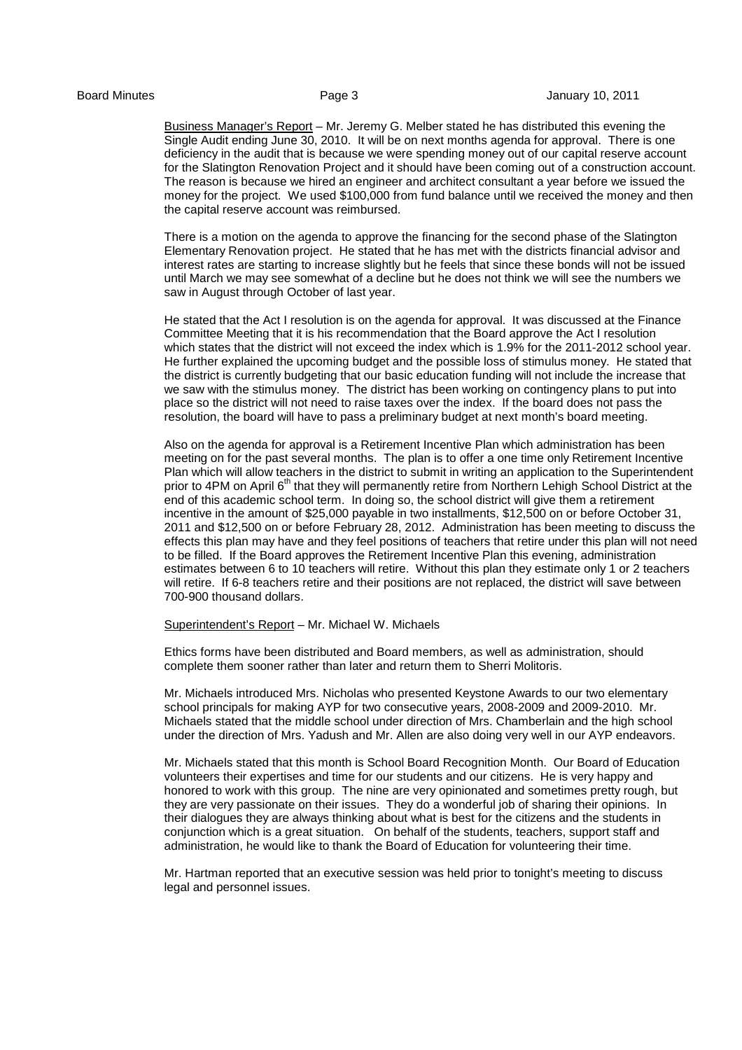Business Manager's Report – Mr. Jeremy G. Melber stated he has distributed this evening the Single Audit ending June 30, 2010. It will be on next months agenda for approval. There is one deficiency in the audit that is because we were spending money out of our capital reserve account for the Slatington Renovation Project and it should have been coming out of a construction account. The reason is because we hired an engineer and architect consultant a year before we issued the money for the project. We used $100,000 from fund balance until we received the money and then the capital reserve account was reimbursed.

There is a motion on the agenda to approve the financing for the second phase of the Slatington Elementary Renovation project. He stated that he has met with the districts financial advisor and interest rates are starting to increase slightly but he feels that since these bonds will not be issued until March we may see somewhat of a decline but he does not think we will see the numbers we saw in August through October of last year.

He stated that the Act I resolution is on the agenda for approval. It was discussed at the Finance Committee Meeting that it is his recommendation that the Board approve the Act I resolution which states that the district will not exceed the index which is 1.9% for the 2011-2012 school year. He further explained the upcoming budget and the possible loss of stimulus money. He stated that the district is currently budgeting that our basic education funding will not include the increase that we saw with the stimulus money. The district has been working on contingency plans to put into place so the district will not need to raise taxes over the index. If the board does not pass the resolution, the board will have to pass a preliminary budget at next month's board meeting.

Also on the agenda for approval is a Retirement Incentive Plan which administration has been meeting on for the past several months. The plan is to offer a one time only Retirement Incentive Plan which will allow teachers in the district to submit in writing an application to the Superintendent prior to 4PM on April 6th that they will permanently retire from Northern Lehigh School District at the end of this academic school term. In doing so, the school district will give them a retirement incentive in the amount of $25,000 payable in two installments, $12,500 on or before October 31, 2011 and $12,500 on or before February 28, 2012. Administration has been meeting to discuss the effects this plan may have and they feel positions of teachers that retire under this plan will not need to be filled. If the Board approves the Retirement Incentive Plan this evening, administration estimates between 6 to 10 teachers will retire. Without this plan they estimate only 1 or 2 teachers will retire. If 6-8 teachers retire and their positions are not replaced, the district will save between 700-900 thousand dollars.

Superintendent's Report – Mr. Michael W. Michaels

Ethics forms have been distributed and Board members, as well as administration, should complete them sooner rather than later and return them to Sherri Molitoris.

Mr. Michaels introduced Mrs. Nicholas who presented Keystone Awards to our two elementary school principals for making AYP for two consecutive years, 2008-2009 and 2009-2010. Mr. Michaels stated that the middle school under direction of Mrs. Chamberlain and the high school under the direction of Mrs. Yadush and Mr. Allen are also doing very well in our AYP endeavors.

Mr. Michaels stated that this month is School Board Recognition Month. Our Board of Education volunteers their expertises and time for our students and our citizens. He is very happy and honored to work with this group. The nine are very opinionated and sometimes pretty rough, but they are very passionate on their issues. They do a wonderful job of sharing their opinions. In their dialogues they are always thinking about what is best for the citizens and the students in conjunction which is a great situation. On behalf of the students, teachers, support staff and administration, he would like to thank the Board of Education for volunteering their time.

Mr. Hartman reported that an executive session was held prior to tonight's meeting to discuss legal and personnel issues.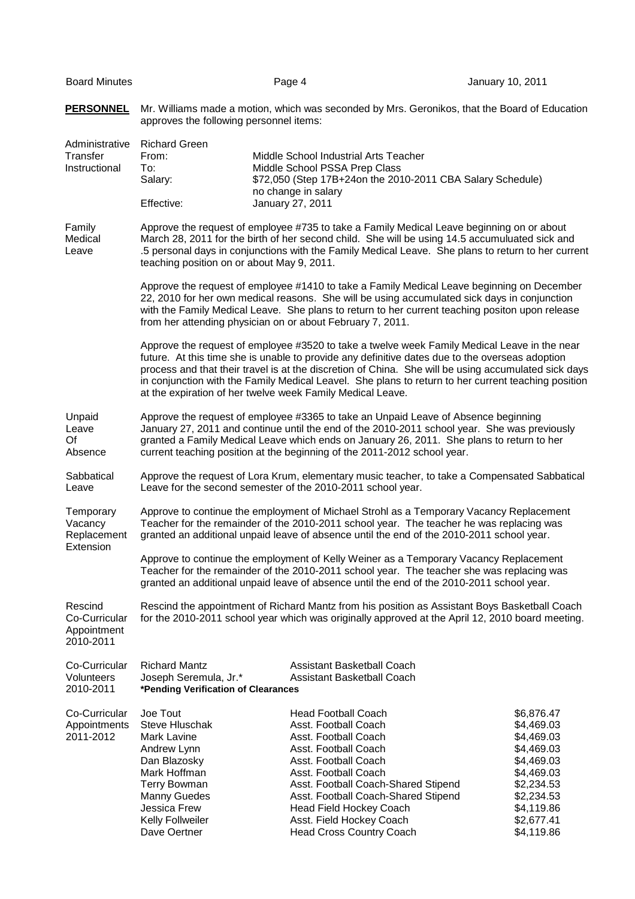**PERSONNEL** Mr. Williams made a motion, which was seconded by Mrs. Geronikos, that the Board of Education approves the following personnel items:

Administrative Transfer Instructional

| | |
|---|---|
| Richard Green | |
| From: | Middle School Industrial Arts Teacher |
| To: | Middle School PSSA Prep Class |
| Salary: | $72,050 (Step 17B+24on the 2010-2011 CBA Salary Schedule) no change in salary |
| Effective: | January 27, 2011 |

Family Medical Leave

Approve the request of employee #735 to take a Family Medical Leave beginning on or about March 28, 2011 for the birth of her second child. She will be using 14.5 accumuluated sick and .5 personal days in conjunctions with the Family Medical Leave. She plans to return to her current teaching position on or about May 9, 2011.

Approve the request of employee #1410 to take a Family Medical Leave beginning on December 22, 2010 for her own medical reasons. She will be using accumulated sick days in conjunction with the Family Medical Leave. She plans to return to her current teaching positon upon release from her attending physician on or about February 7, 2011.

Approve the request of employee #3520 to take a twelve week Family Medical Leave in the near future. At this time she is unable to provide any definitive dates due to the overseas adoption process and that their travel is at the discretion of China. She will be using accumulated sick days in conjunction with the Family Medical Leavel. She plans to return to her current teaching position at the expiration of her twelve week Family Medical Leave.

Unpaid Leave Of Absence

Approve the request of employee #3365 to take an Unpaid Leave of Absence beginning January 27, 2011 and continue until the end of the 2010-2011 school year. She was previously granted a Family Medical Leave which ends on January 26, 2011. She plans to return to her current teaching position at the beginning of the 2011-2012 school year.

Sabbatical Leave

Approve the request of Lora Krum, elementary music teacher, to take a Compensated Sabbatical Leave for the second semester of the 2010-2011 school year.

Temporary Vacancy Replacement Extension

Approve to continue the employment of Michael Strohl as a Temporary Vacancy Replacement Teacher for the remainder of the 2010-2011 school year. The teacher he was replacing was granted an additional unpaid leave of absence until the end of the 2010-2011 school year.

Approve to continue the employment of Kelly Weiner as a Temporary Vacancy Replacement Teacher for the remainder of the 2010-2011 school year. The teacher she was replacing was granted an additional unpaid leave of absence until the end of the 2010-2011 school year.

Rescind Co-Curricular Appointment 2010-2011

Rescind the appointment of Richard Mantz from his position as Assistant Boys Basketball Coach for the 2010-2011 school year which was originally approved at the April 12, 2010 board meeting.

Co-Curricular Volunteers 2010-2011

| | |
|---|---|
| Richard Mantz | Assistant Basketball Coach |
| Joseph Seremula, Jr.* | Assistant Basketball Coach |

**\*Pending Verification of Clearances**

Co-Curricular Appointments 2011-2012

| | | |
|---|---|---|
| Joe Tout | Head Football Coach | $6,876.47 |
| Steve Hluschak | Asst. Football Coach | $4,469.03 |
| Mark Lavine | Asst. Football Coach | $4,469.03 |
| Andrew Lynn | Asst. Football Coach | $4,469.03 |
| Dan Blazosky | Asst. Football Coach | $4,469.03 |
| Mark Hoffman | Asst. Football Coach | $4,469.03 |
| Terry Bowman | Asst. Football Coach-Shared Stipend | $2,234.53 |
| Manny Guedes | Asst. Football Coach-Shared Stipend | $2,234.53 |
| Jessica Frew | Head Field Hockey Coach | $4,119.86 |
| Kelly Follweiler | Asst. Field Hockey Coach | $2,677.41 |
| Dave Oertner | Head Cross Country Coach | $4,119.86 |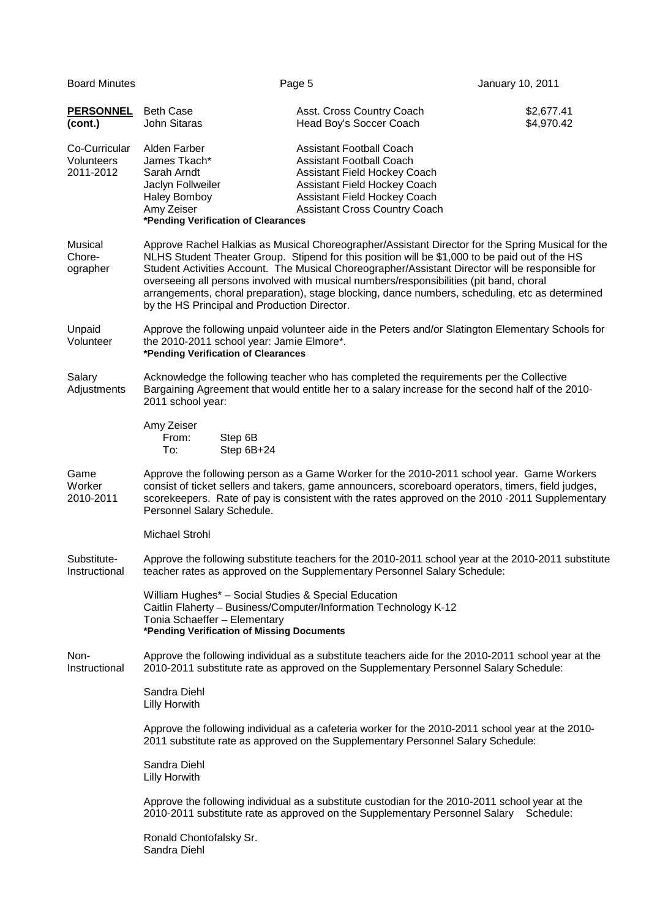**PERSONNEL (cont.)**

| | | |
|---|---|---|
| Beth Case | Asst. Cross Country Coach | $2,677.41 |
| John Sitaras | Head Boy's Soccer Coach | $4,970.42 |

**Co-Curricular Volunteers 2011-2012**

| | |
|---|---|
| Alden Farber | Assistant Football Coach |
| James Tkach* | Assistant Football Coach |
| Sarah Arndt | Assistant Field Hockey Coach |
| Jaclyn Follweiler | Assistant Field Hockey Coach |
| Haley Bomboy | Assistant Field Hockey Coach |
| Amy Zeiser | Assistant Cross Country Coach |

**\*Pending Verification of Clearances**

**Musical Choreographer**

Approve Rachel Halkias as Musical Choreographer/Assistant Director for the Spring Musical for the NLHS Student Theater Group. Stipend for this position will be $1,000 to be paid out of the HS Student Activities Account. The Musical Choreographer/Assistant Director will be responsible for overseeing all persons involved with musical numbers/responsibilities (pit band, choral arrangements, choral preparation), stage blocking, dance numbers, scheduling, etc as determined by the HS Principal and Production Director.

**Unpaid Volunteer**

Approve the following unpaid volunteer aide in the Peters and/or Slatington Elementary Schools for the 2010-2011 school year: Jamie Elmore*.
**\*Pending Verification of Clearances**

**Salary Adjustments**

Acknowledge the following teacher who has completed the requirements per the Collective Bargaining Agreement that would entitle her to a salary increase for the second half of the 2010-2011 school year:

Amy Zeiser
From: Step 6B
To: Step 6B+24

**Game Worker 2010-2011**

Approve the following person as a Game Worker for the 2010-2011 school year. Game Workers consist of ticket sellers and takers, game announcers, scoreboard operators, timers, field judges, scorekeepers. Rate of pay is consistent with the rates approved on the 2010 -2011 Supplementary Personnel Salary Schedule.

Michael Strohl

**Substitute-Instructional**

Approve the following substitute teachers for the 2010-2011 school year at the 2010-2011 substitute teacher rates as approved on the Supplementary Personnel Salary Schedule:

William Hughes* – Social Studies & Special Education
Caitlin Flaherty – Business/Computer/Information Technology K-12
Tonia Schaeffer – Elementary
**\*Pending Verification of Missing Documents**

**Non-Instructional**

Approve the following individual as a substitute teachers aide for the 2010-2011 school year at the 2010-2011 substitute rate as approved on the Supplementary Personnel Salary Schedule:

Sandra Diehl
Lilly Horwith

Approve the following individual as a cafeteria worker for the 2010-2011 school year at the 2010-2011 substitute rate as approved on the Supplementary Personnel Salary Schedule:

Sandra Diehl
Lilly Horwith

Approve the following individual as a substitute custodian for the 2010-2011 school year at the 2010-2011 substitute rate as approved on the Supplementary Personnel Salary Schedule:

Ronald Chontofalsky Sr.
Sandra Diehl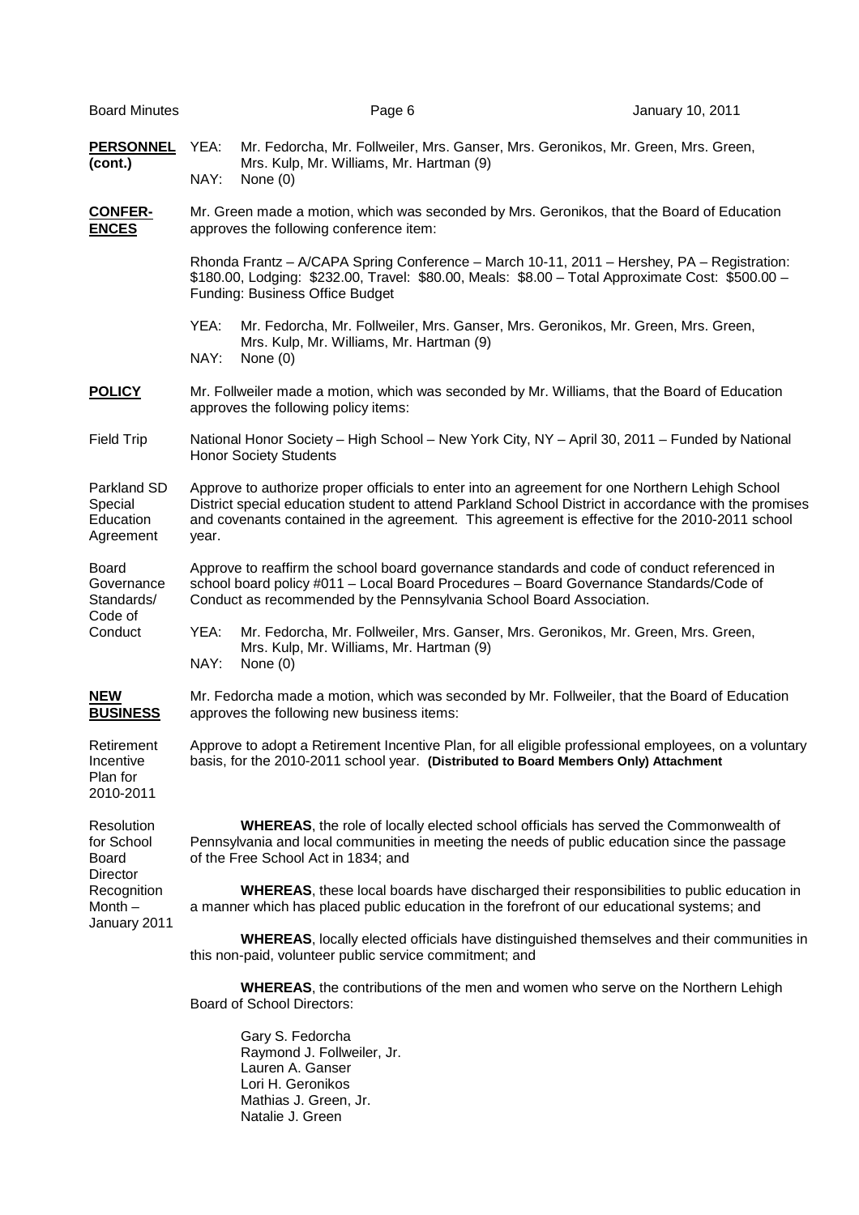**PERSONNEL (cont.)**

YEA: Mr. Fedorcha, Mr. Follweiler, Mrs. Ganser, Mrs. Geronikos, Mr. Green, Mrs. Green, Mrs. Kulp, Mr. Williams, Mr. Hartman (9)
NAY: None (0)

**CONFERENCES**

Mr. Green made a motion, which was seconded by Mrs. Geronikos, that the Board of Education approves the following conference item:

Rhonda Frantz – A/CAPA Spring Conference – March 10-11, 2011 – Hershey, PA – Registration: \$180.00, Lodging: \$232.00, Travel: \$80.00, Meals: \$8.00 – Total Approximate Cost: \$500.00 – Funding: Business Office Budget

YEA: Mr. Fedorcha, Mr. Follweiler, Mrs. Ganser, Mrs. Geronikos, Mr. Green, Mrs. Green, Mrs. Kulp, Mr. Williams, Mr. Hartman (9)
NAY: None (0)

**POLICY**

Mr. Follweiler made a motion, which was seconded by Mr. Williams, that the Board of Education approves the following policy items:

Field Trip

National Honor Society – High School – New York City, NY – April 30, 2011 – Funded by National Honor Society Students

Parkland SD Special Education Agreement

Approve to authorize proper officials to enter into an agreement for one Northern Lehigh School District special education student to attend Parkland School District in accordance with the promises and covenants contained in the agreement. This agreement is effective for the 2010-2011 school year.

Board Governance Standards/ Code of Conduct

Approve to reaffirm the school board governance standards and code of conduct referenced in school board policy #011 – Local Board Procedures – Board Governance Standards/Code of Conduct as recommended by the Pennsylvania School Board Association.

YEA: Mr. Fedorcha, Mr. Follweiler, Mrs. Ganser, Mrs. Geronikos, Mr. Green, Mrs. Green, Mrs. Kulp, Mr. Williams, Mr. Hartman (9)
NAY: None (0)

**NEW BUSINESS**

Mr. Fedorcha made a motion, which was seconded by Mr. Follweiler, that the Board of Education approves the following new business items:

Retirement Incentive Plan for 2010-2011

Approve to adopt a Retirement Incentive Plan, for all eligible professional employees, on a voluntary basis, for the 2010-2011 school year. **(Distributed to Board Members Only) Attachment**

Resolution for School Board Director Recognition Month – January 2011

**WHEREAS**, the role of locally elected school officials has served the Commonwealth of Pennsylvania and local communities in meeting the needs of public education since the passage of the Free School Act in 1834; and

**WHEREAS**, these local boards have discharged their responsibilities to public education in a manner which has placed public education in the forefront of our educational systems; and

**WHEREAS**, locally elected officials have distinguished themselves and their communities in this non-paid, volunteer public service commitment; and

**WHEREAS**, the contributions of the men and women who serve on the Northern Lehigh Board of School Directors:

Gary S. Fedorcha
Raymond J. Follweiler, Jr.
Lauren A. Ganser
Lori H. Geronikos
Mathias J. Green, Jr.
Natalie J. Green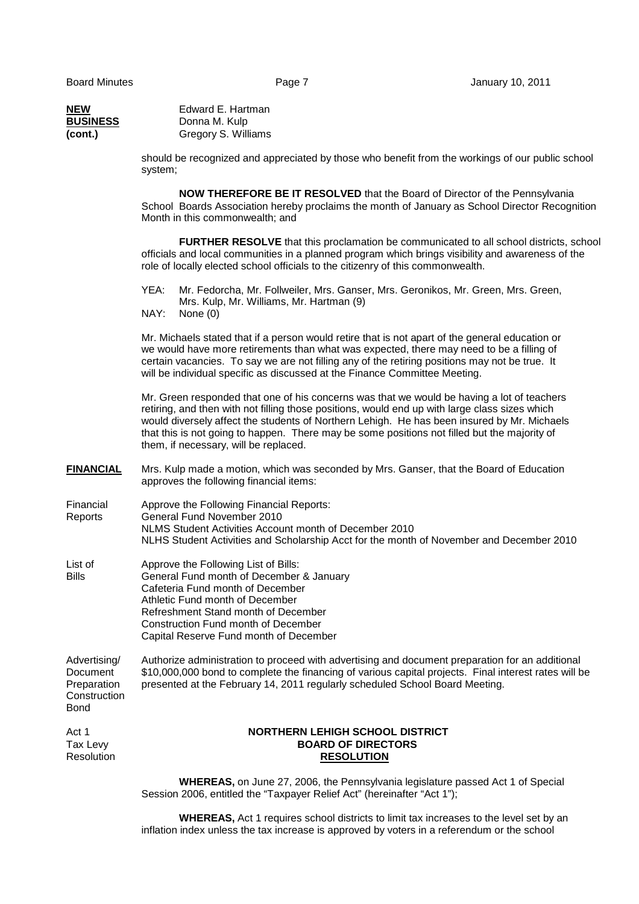**NEW BUSINESS (cont.)**

Edward E. Hartman
Donna M. Kulp
Gregory S. Williams

should be recognized and appreciated by those who benefit from the workings of our public school system;

**NOW THEREFORE BE IT RESOLVED** that the Board of Director of the Pennsylvania School Boards Association hereby proclaims the month of January as School Director Recognition Month in this commonwealth; and

**FURTHER RESOLVE** that this proclamation be communicated to all school districts, school officials and local communities in a planned program which brings visibility and awareness of the role of locally elected school officials to the citizenry of this commonwealth.

YEA: Mr. Fedorcha, Mr. Follweiler, Mrs. Ganser, Mrs. Geronikos, Mr. Green, Mrs. Green, Mrs. Kulp, Mr. Williams, Mr. Hartman (9)
NAY: None (0)

Mr. Michaels stated that if a person would retire that is not apart of the general education or we would have more retirements than what was expected, there may need to be a filling of certain vacancies. To say we are not filling any of the retiring positions may not be true. It will be individual specific as discussed at the Finance Committee Meeting.

Mr. Green responded that one of his concerns was that we would be having a lot of teachers retiring, and then with not filling those positions, would end up with large class sizes which would diversely affect the students of Northern Lehigh. He has been insured by Mr. Michaels that this is not going to happen. There may be some positions not filled but the majority of them, if necessary, will be replaced.

**FINANCIAL**

Mrs. Kulp made a motion, which was seconded by Mrs. Ganser, that the Board of Education approves the following financial items:

Financial Reports

Approve the Following Financial Reports:
General Fund November 2010
NLMS Student Activities Account month of December 2010
NLHS Student Activities and Scholarship Acct for the month of November and December 2010

List of Bills

Approve the Following List of Bills:
General Fund month of December & January
Cafeteria Fund month of December
Athletic Fund month of December
Refreshment Stand month of December
Construction Fund month of December
Capital Reserve Fund month of December

Advertising/ Document Preparation Construction Bond

Authorize administration to proceed with advertising and document preparation for an additional $10,000,000 bond to complete the financing of various capital projects. Final interest rates will be presented at the February 14, 2011 regularly scheduled School Board Meeting.

Act 1 Tax Levy Resolution

**NORTHERN LEHIGH SCHOOL DISTRICT**
**BOARD OF DIRECTORS**
**RESOLUTION**

**WHEREAS,** on June 27, 2006, the Pennsylvania legislature passed Act 1 of Special Session 2006, entitled the "Taxpayer Relief Act" (hereinafter "Act 1");

**WHEREAS,** Act 1 requires school districts to limit tax increases to the level set by an inflation index unless the tax increase is approved by voters in a referendum or the school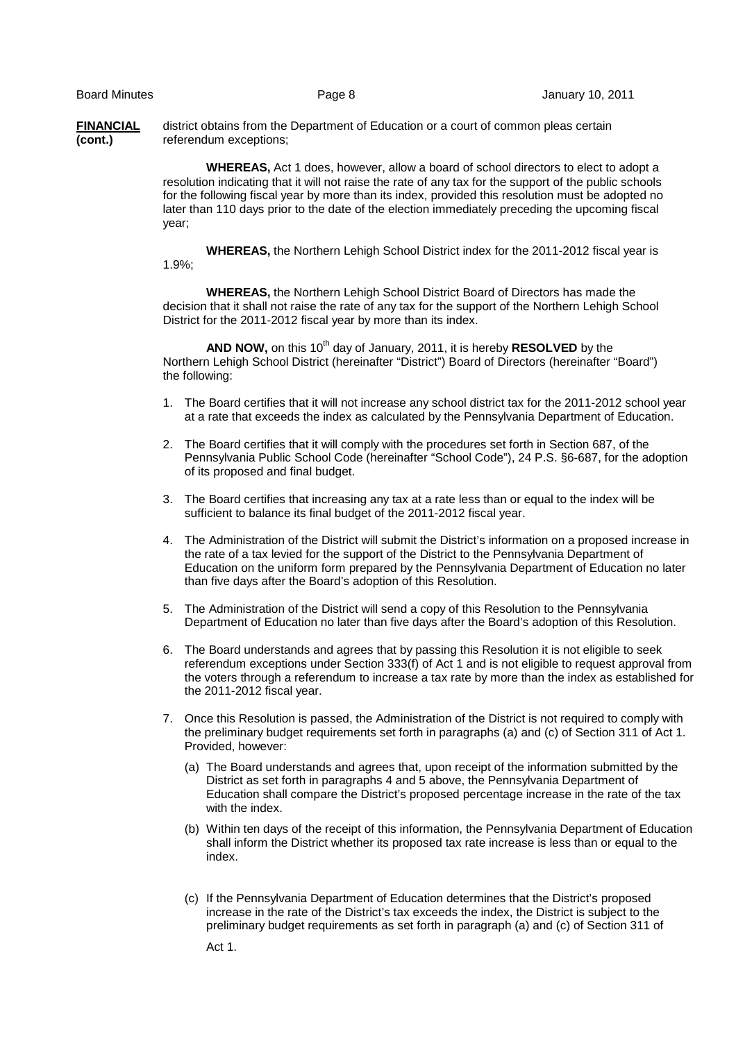**FINANCIAL (cont.)**

district obtains from the Department of Education or a court of common pleas certain referendum exceptions;

**WHEREAS,** Act 1 does, however, allow a board of school directors to elect to adopt a resolution indicating that it will not raise the rate of any tax for the support of the public schools for the following fiscal year by more than its index, provided this resolution must be adopted no later than 110 days prior to the date of the election immediately preceding the upcoming fiscal year;

**WHEREAS,** the Northern Lehigh School District index for the 2011-2012 fiscal year is 1.9%;

**WHEREAS,** the Northern Lehigh School District Board of Directors has made the decision that it shall not raise the rate of any tax for the support of the Northern Lehigh School District for the 2011-2012 fiscal year by more than its index.

**AND NOW,** on this 10th day of January, 2011, it is hereby **RESOLVED** by the Northern Lehigh School District (hereinafter "District") Board of Directors (hereinafter "Board") the following:

1. The Board certifies that it will not increase any school district tax for the 2011-2012 school year at a rate that exceeds the index as calculated by the Pennsylvania Department of Education.
2. The Board certifies that it will comply with the procedures set forth in Section 687, of the Pennsylvania Public School Code (hereinafter "School Code"), 24 P.S. §6-687, for the adoption of its proposed and final budget.
3. The Board certifies that increasing any tax at a rate less than or equal to the index will be sufficient to balance its final budget of the 2011-2012 fiscal year.
4. The Administration of the District will submit the District's information on a proposed increase in the rate of a tax levied for the support of the District to the Pennsylvania Department of Education on the uniform form prepared by the Pennsylvania Department of Education no later than five days after the Board's adoption of this Resolution.
5. The Administration of the District will send a copy of this Resolution to the Pennsylvania Department of Education no later than five days after the Board's adoption of this Resolution.
6. The Board understands and agrees that by passing this Resolution it is not eligible to seek referendum exceptions under Section 333(f) of Act 1 and is not eligible to request approval from the voters through a referendum to increase a tax rate by more than the index as established for the 2011-2012 fiscal year.
7. Once this Resolution is passed, the Administration of the District is not required to comply with the preliminary budget requirements set forth in paragraphs (a) and (c) of Section 311 of Act 1. Provided, however:
   - (a) The Board understands and agrees that, upon receipt of the information submitted by the District as set forth in paragraphs 4 and 5 above, the Pennsylvania Department of Education shall compare the District's proposed percentage increase in the rate of the tax with the index.
   - (b) Within ten days of the receipt of this information, the Pennsylvania Department of Education shall inform the District whether its proposed tax rate increase is less than or equal to the index.
   - (c) If the Pennsylvania Department of Education determines that the District's proposed increase in the rate of the District's tax exceeds the index, the District is subject to the preliminary budget requirements as set forth in paragraph (a) and (c) of Section 311 of Act 1.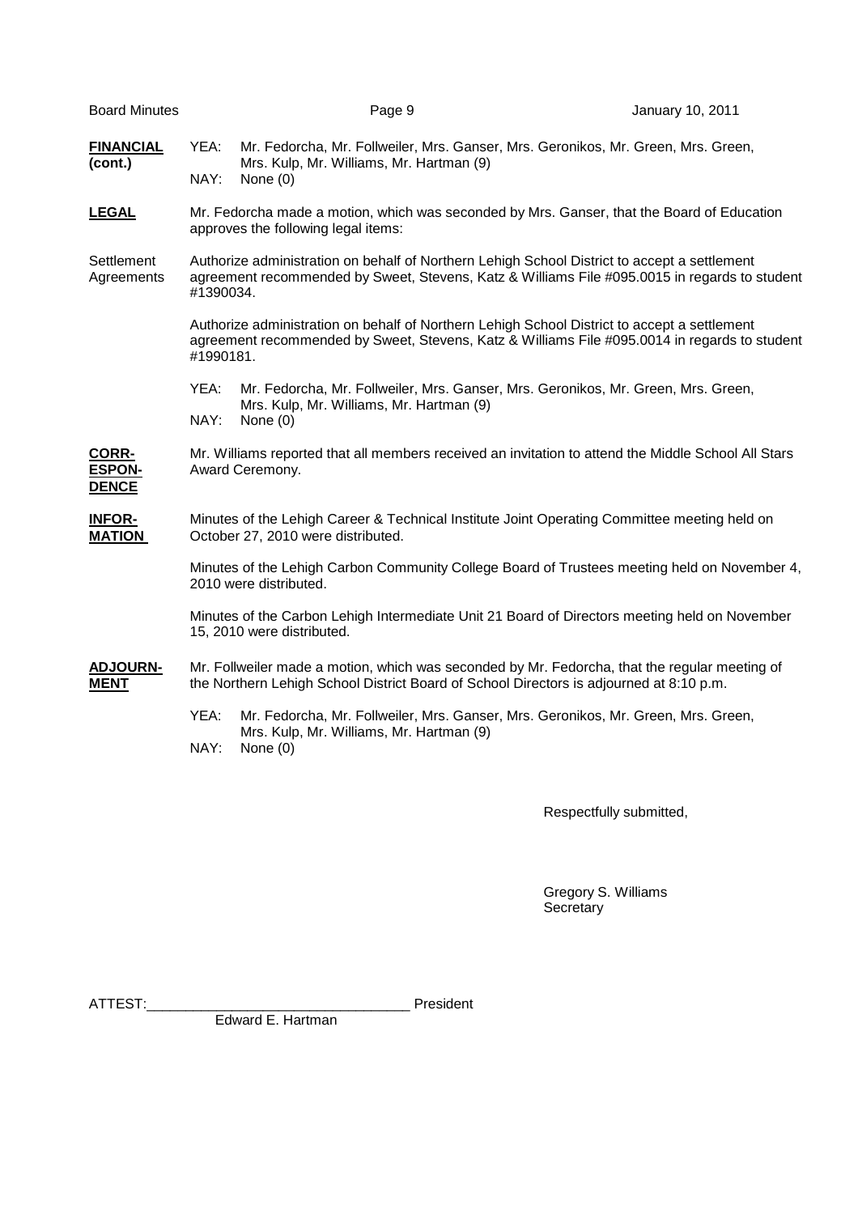**FINANCIAL (cont.)**

YEA: Mr. Fedorcha, Mr. Follweiler, Mrs. Ganser, Mrs. Geronikos, Mr. Green, Mrs. Green, Mrs. Kulp, Mr. Williams, Mr. Hartman (9)
NAY: None (0)

**LEGAL**

Mr. Fedorcha made a motion, which was seconded by Mrs. Ganser, that the Board of Education approves the following legal items:

Settlement Agreements

Authorize administration on behalf of Northern Lehigh School District to accept a settlement agreement recommended by Sweet, Stevens, Katz & Williams File #095.0015 in regards to student #1390034.

Authorize administration on behalf of Northern Lehigh School District to accept a settlement agreement recommended by Sweet, Stevens, Katz & Williams File #095.0014 in regards to student #1990181.

YEA: Mr. Fedorcha, Mr. Follweiler, Mrs. Ganser, Mrs. Geronikos, Mr. Green, Mrs. Green, Mrs. Kulp, Mr. Williams, Mr. Hartman (9)
NAY: None (0)

**CORRESPONDENCE**

Mr. Williams reported that all members received an invitation to attend the Middle School All Stars Award Ceremony.

**INFORMATION**

Minutes of the Lehigh Career & Technical Institute Joint Operating Committee meeting held on October 27, 2010 were distributed.

Minutes of the Lehigh Carbon Community College Board of Trustees meeting held on November 4, 2010 were distributed.

Minutes of the Carbon Lehigh Intermediate Unit 21 Board of Directors meeting held on November 15, 2010 were distributed.

**ADJOURNMENT**

Mr. Follweiler made a motion, which was seconded by Mr. Fedorcha, that the regular meeting of the Northern Lehigh School District Board of School Directors is adjourned at 8:10 p.m.

YEA: Mr. Fedorcha, Mr. Follweiler, Mrs. Ganser, Mrs. Geronikos, Mr. Green, Mrs. Green, Mrs. Kulp, Mr. Williams, Mr. Hartman (9)
NAY: None (0)

Respectfully submitted,

Gregory S. Williams
Secretary

ATTEST:_________________________________ President
Edward E. Hartman